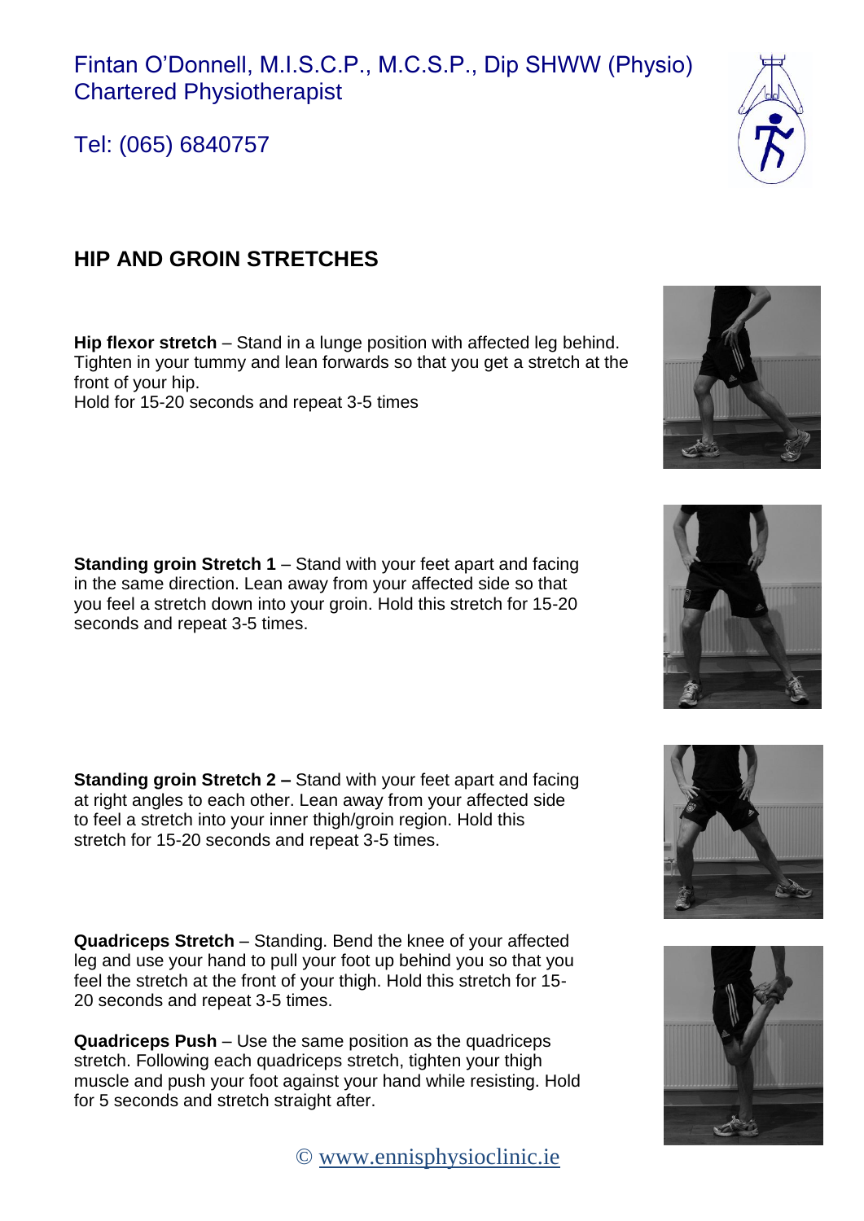Fintan O'Donnell, M.I.S.C.P., M.C.S.P., Dip SHWW (Physio)
Chartered Physiotherapist

Tel: (065) 6840757

## HIP AND GROIN STRETCHES

**Hip flexor stretch** – Stand in a lunge position with affected leg behind. Tighten in your tummy and lean forwards so that you get a stretch at the front of your hip.
Hold for 15-20 seconds and repeat 3-5 times

**Standing groin Stretch 1** – Stand with your feet apart and facing in the same direction. Lean away from your affected side so that you feel a stretch down into your groin. Hold this stretch for 15-20 seconds and repeat 3-5 times.

**Standing groin Stretch 2 –** Stand with your feet apart and facing at right angles to each other. Lean away from your affected side to feel a stretch into your inner thigh/groin region. Hold this stretch for 15-20 seconds and repeat 3-5 times.

**Quadriceps Stretch** – Standing. Bend the knee of your affected leg and use your hand to pull your foot up behind you so that you feel the stretch at the front of your thigh. Hold this stretch for 15-20 seconds and repeat 3-5 times.

**Quadriceps Push** – Use the same position as the quadriceps stretch. Following each quadriceps stretch, tighten your thigh muscle and push your foot against your hand while resisting. Hold for 5 seconds and stretch straight after.

© www.ennisphysioclinic.ie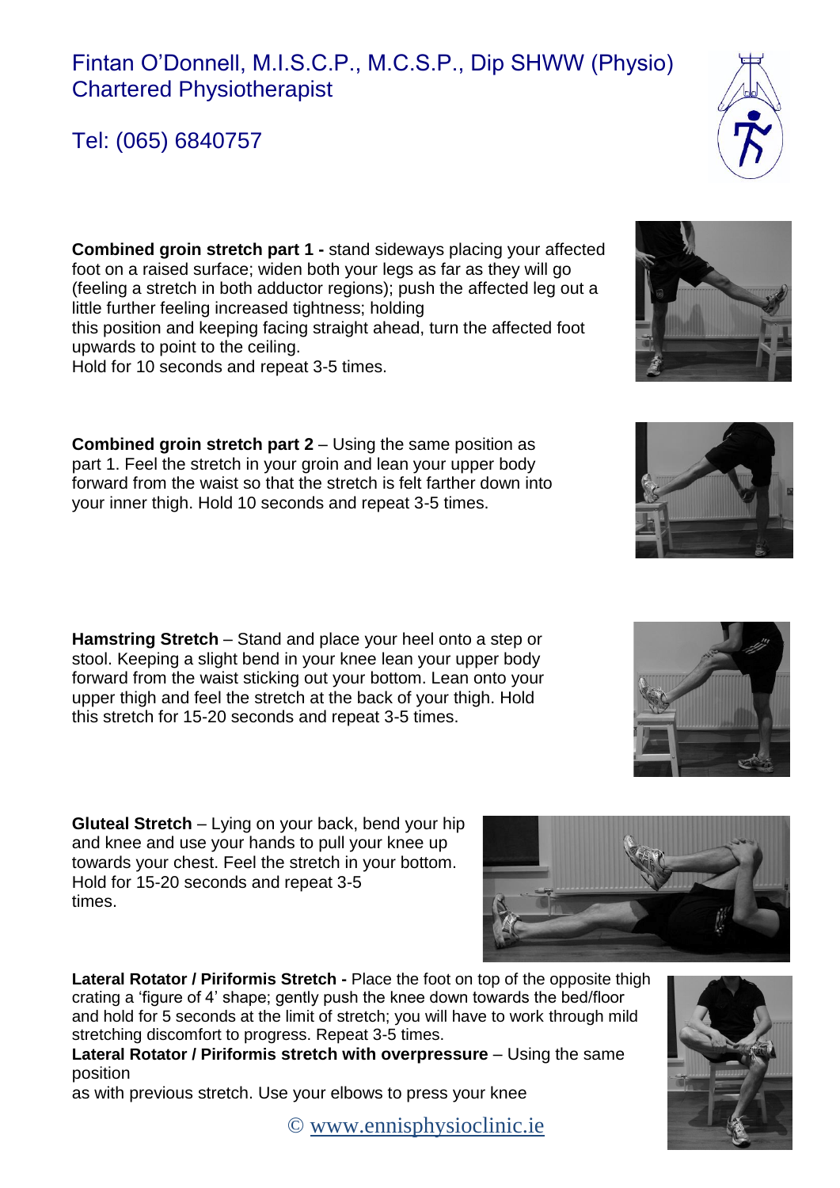Fintan O'Donnell, M.I.S.C.P., M.C.S.P., Dip SHWW (Physio)
Chartered Physiotherapist

Tel: (065) 6840757

**Combined groin stretch part 1 -** stand sideways placing your affected foot on a raised surface; widen both your legs as far as they will go (feeling a stretch in both adductor regions); push the affected leg out a little further feeling increased tightness; holding this position and keeping facing straight ahead, turn the affected foot upwards to point to the ceiling.
Hold for 10 seconds and repeat 3-5 times.

**Combined groin stretch part 2** – Using the same position as part 1. Feel the stretch in your groin and lean your upper body forward from the waist so that the stretch is felt farther down into your inner thigh. Hold 10 seconds and repeat 3-5 times.

**Hamstring Stretch** – Stand and place your heel onto a step or stool. Keeping a slight bend in your knee lean your upper body forward from the waist sticking out your bottom. Lean onto your upper thigh and feel the stretch at the back of your thigh. Hold this stretch for 15-20 seconds and repeat 3-5 times.

**Gluteal Stretch** – Lying on your back, bend your hip and knee and use your hands to pull your knee up towards your chest. Feel the stretch in your bottom. Hold for 15-20 seconds and repeat 3-5 times.

**Lateral Rotator / Piriformis Stretch -** Place the foot on top of the opposite thigh crating a 'figure of 4' shape; gently push the knee down towards the bed/floor and hold for 5 seconds at the limit of stretch; you will have to work through mild stretching discomfort to progress. Repeat 3-5 times.
**Lateral Rotator / Piriformis stretch with overpressure** – Using the same position as with previous stretch. Use your elbows to press your knee

© www.ennisphysioclinic.ie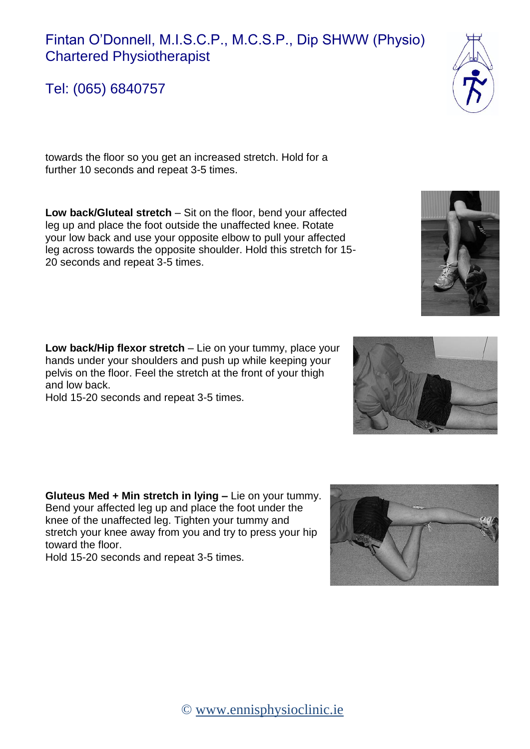towards the floor so you get an increased stretch. Hold for a further 10 seconds and repeat 3-5 times.

**Low back/Gluteal stretch** – Sit on the floor, bend your affected leg up and place the foot outside the unaffected knee. Rotate your low back and use your opposite elbow to pull your affected leg across towards the opposite shoulder. Hold this stretch for 15-20 seconds and repeat 3-5 times.

**Low back/Hip flexor stretch** – Lie on your tummy, place your hands under your shoulders and push up while keeping your pelvis on the floor. Feel the stretch at the front of your thigh and low back.
Hold 15-20 seconds and repeat 3-5 times.

**Gluteus Med + Min stretch in lying –** Lie on your tummy. Bend your affected leg up and place the foot under the knee of the unaffected leg. Tighten your tummy and stretch your knee away from you and try to press your hip toward the floor.
Hold 15-20 seconds and repeat 3-5 times.